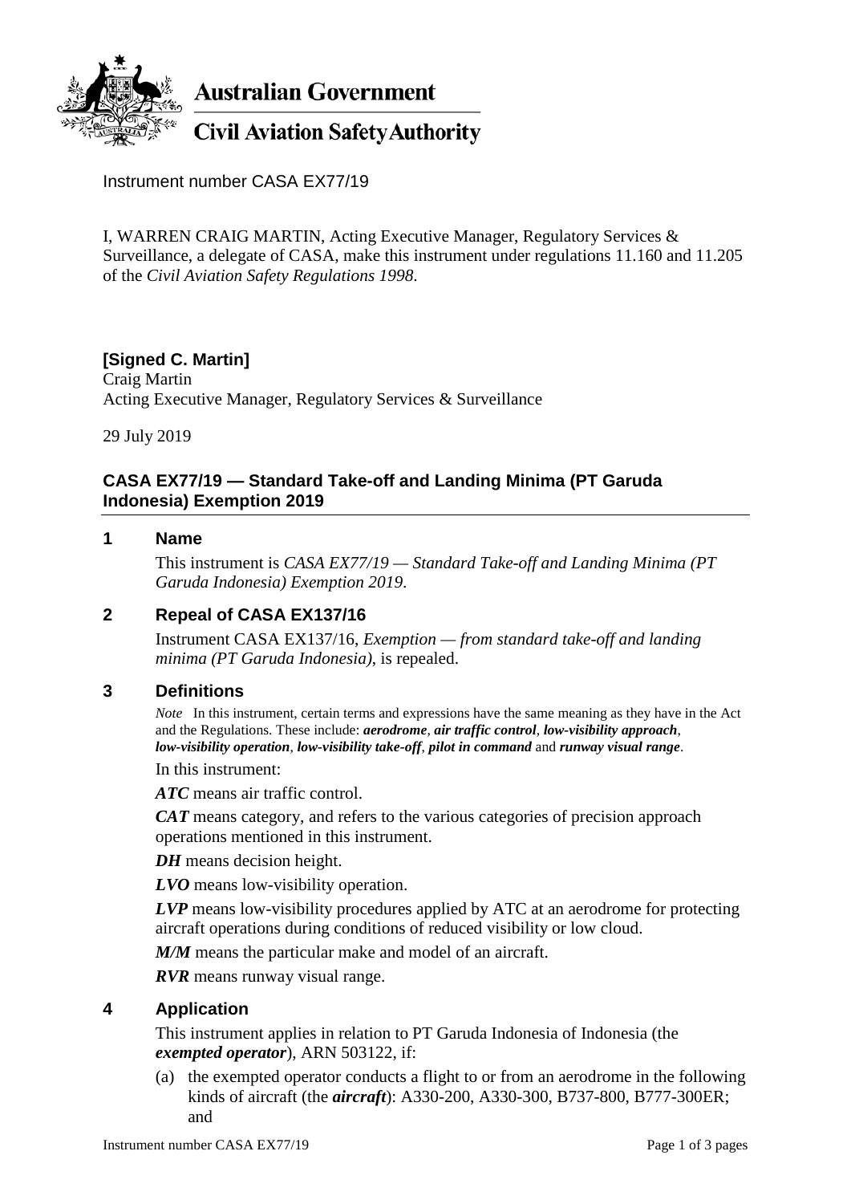**Australian Government**

**Civil Aviation Safety Authority**

Instrument number CASA EX77/19

I, WARREN CRAIG MARTIN, Acting Executive Manager, Regulatory Services & Surveillance, a delegate of CASA, make this instrument under regulations 11.160 and 11.205 of the *Civil Aviation Safety Regulations 1998*.

**[Signed C. Martin]**
Craig Martin
Acting Executive Manager, Regulatory Services & Surveillance

29 July 2019

## CASA EX77/19 — Standard Take-off and Landing Minima (PT Garuda Indonesia) Exemption 2019

### 1 Name

This instrument is *CASA EX77/19 — Standard Take-off and Landing Minima (PT Garuda Indonesia) Exemption 2019*.

### 2 Repeal of CASA EX137/16

Instrument CASA EX137/16, *Exemption — from standard take-off and landing minima (PT Garuda Indonesia)*, is repealed.

### 3 Definitions

*Note* In this instrument, certain terms and expressions have the same meaning as they have in the Act and the Regulations. These include: ***aerodrome***, ***air traffic control***, ***low-visibility approach***, ***low-visibility operation***, ***low-visibility take-off***, ***pilot in command*** and ***runway visual range***.

In this instrument:

***ATC*** means air traffic control.

***CAT*** means category, and refers to the various categories of precision approach operations mentioned in this instrument.

***DH*** means decision height.

***LVO*** means low-visibility operation.

***LVP*** means low-visibility procedures applied by ATC at an aerodrome for protecting aircraft operations during conditions of reduced visibility or low cloud.

***M/M*** means the particular make and model of an aircraft.

***RVR*** means runway visual range.

### 4 Application

This instrument applies in relation to PT Garuda Indonesia of Indonesia (the ***exempted operator***), ARN 503122, if:

(a) the exempted operator conducts a flight to or from an aerodrome in the following kinds of aircraft (the ***aircraft***): A330-200, A330-300, B737-800, B777-300ER; and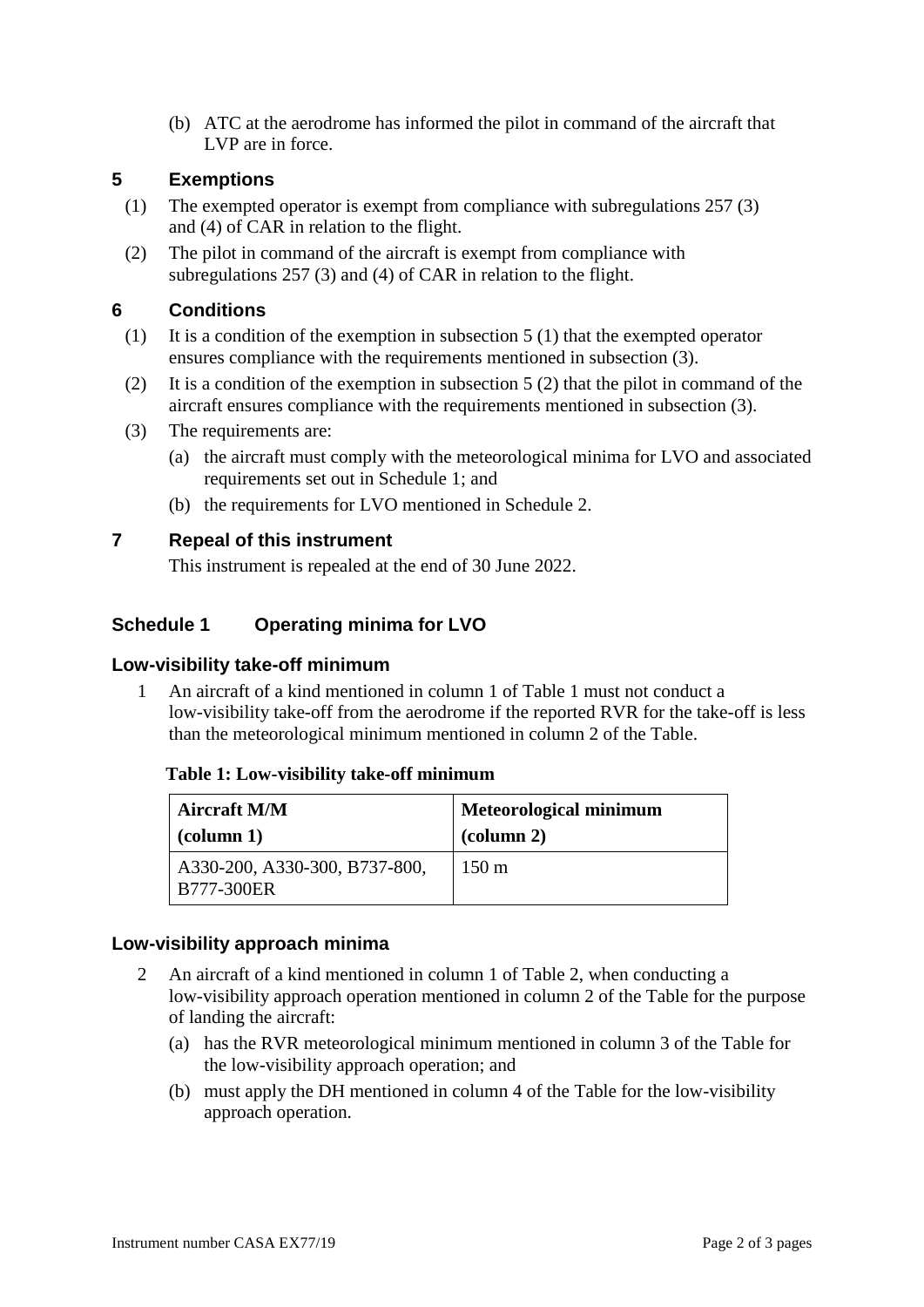(b) ATC at the aerodrome has informed the pilot in command of the aircraft that LVP are in force.

## 5 Exemptions

(1) The exempted operator is exempt from compliance with subregulations 257 (3) and (4) of CAR in relation to the flight.

(2) The pilot in command of the aircraft is exempt from compliance with subregulations 257 (3) and (4) of CAR in relation to the flight.

## 6 Conditions

(1) It is a condition of the exemption in subsection 5 (1) that the exempted operator ensures compliance with the requirements mentioned in subsection (3).

(2) It is a condition of the exemption in subsection 5 (2) that the pilot in command of the aircraft ensures compliance with the requirements mentioned in subsection (3).

(3) The requirements are:

(a) the aircraft must comply with the meteorological minima for LVO and associated requirements set out in Schedule 1; and

(b) the requirements for LVO mentioned in Schedule 2.

## 7 Repeal of this instrument

This instrument is repealed at the end of 30 June 2022.

## Schedule 1 Operating minima for LVO

### Low-visibility take-off minimum

1 An aircraft of a kind mentioned in column 1 of Table 1 must not conduct a low-visibility take-off from the aerodrome if the reported RVR for the take-off is less than the meteorological minimum mentioned in column 2 of the Table.

**Table 1: Low-visibility take-off minimum**

| Aircraft M/M (column 1) | Meteorological minimum (column 2) |
|---|---|
| A330-200, A330-300, B737-800, B777-300ER | 150 m |

### Low-visibility approach minima

2 An aircraft of a kind mentioned in column 1 of Table 2, when conducting a low-visibility approach operation mentioned in column 2 of the Table for the purpose of landing the aircraft:

(a) has the RVR meteorological minimum mentioned in column 3 of the Table for the low-visibility approach operation; and

(b) must apply the DH mentioned in column 4 of the Table for the low-visibility approach operation.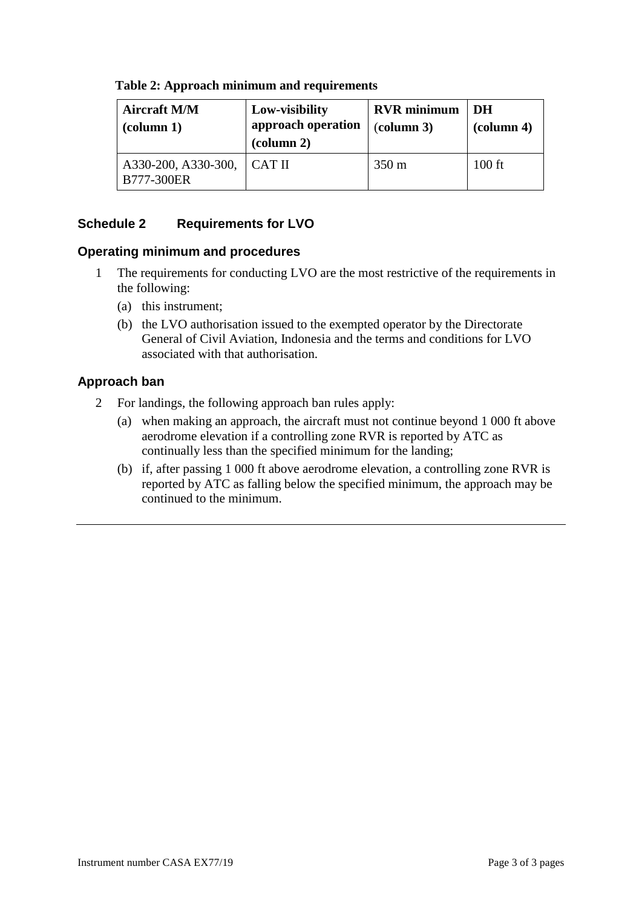**Table 2: Approach minimum and requirements**

| Aircraft M/M (column 1) | Low-visibility approach operation (column 2) | RVR minimum (column 3) | DH (column 4) |
|---|---|---|---|
| A330-200, A330-300, B777-300ER | CAT II | 350 m | 100 ft |

## Schedule 2 Requirements for LVO

### Operating minimum and procedures

1 The requirements for conducting LVO are the most restrictive of the requirements in the following:

(a) this instrument;

(b) the LVO authorisation issued to the exempted operator by the Directorate General of Civil Aviation, Indonesia and the terms and conditions for LVO associated with that authorisation.

### Approach ban

2 For landings, the following approach ban rules apply:

(a) when making an approach, the aircraft must not continue beyond 1 000 ft above aerodrome elevation if a controlling zone RVR is reported by ATC as continually less than the specified minimum for the landing;

(b) if, after passing 1 000 ft above aerodrome elevation, a controlling zone RVR is reported by ATC as falling below the specified minimum, the approach may be continued to the minimum.